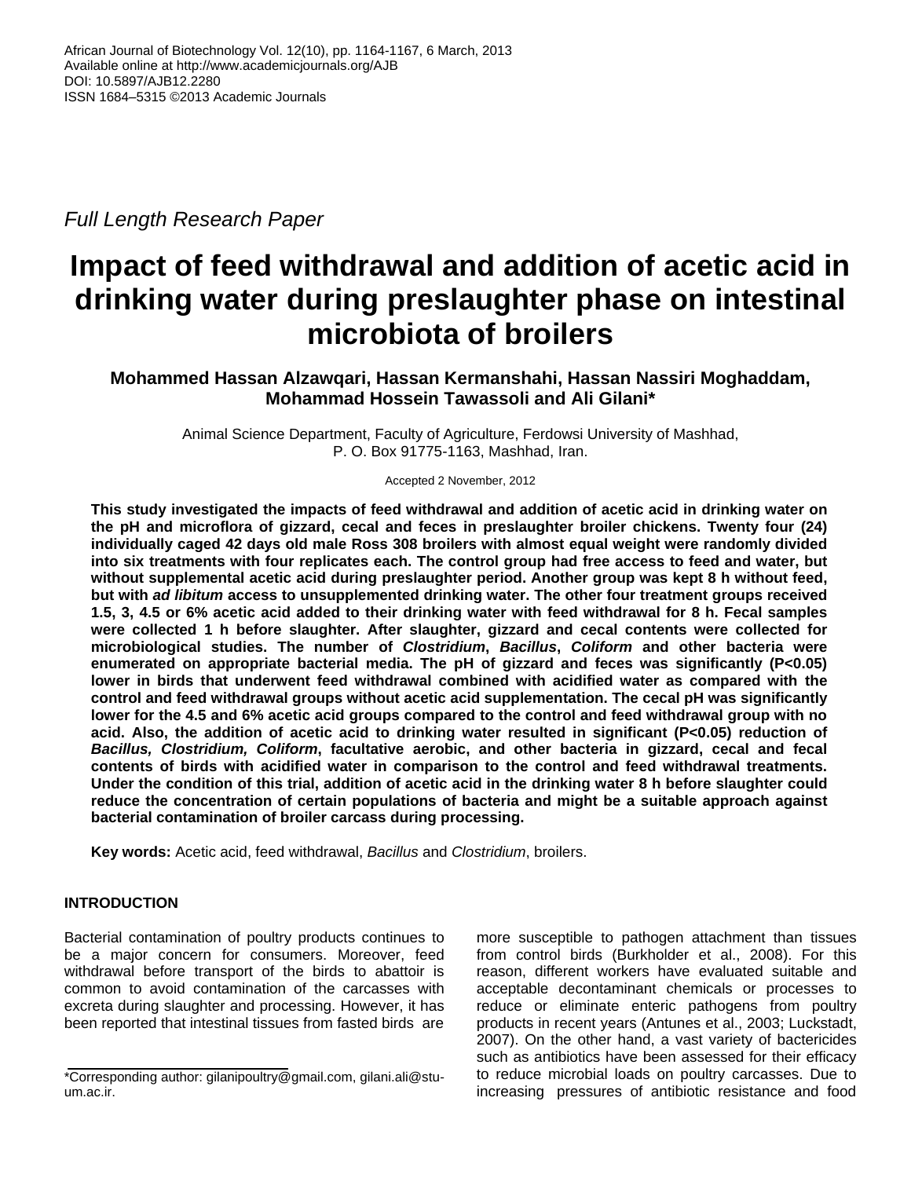Full Length Research Paper

# Impact of feed withdrawal and addition of acetic acid in drinking water during preslaughter phase on intestinal microbiota of broilers

**Mohammed Hassan Alzawqari, Hassan Kermanshahi, Hassan Nassiri Moghaddam, Mohammad Hossein Tawassoli and Ali Gilani***

Animal Science Department, Faculty of Agriculture, Ferdowsi University of Mashhad, P. O. Box 91775-1163, Mashhad, Iran.

Accepted 2 November, 2012

**This study investigated the impacts of feed withdrawal and addition of acetic acid in drinking water on the pH and microflora of gizzard, cecal and feces in preslaughter broiler chickens. Twenty four (24) individually caged 42 days old male Ross 308 broilers with almost equal weight were randomly divided into six treatments with four replicates each. The control group had free access to feed and water, but without supplemental acetic acid during preslaughter period. Another group was kept 8 h without feed, but with *ad libitum* access to unsupplemented drinking water. The other four treatment groups received 1.5, 3, 4.5 or 6% acetic acid added to their drinking water with feed withdrawal for 8 h. Fecal samples were collected 1 h before slaughter. After slaughter, gizzard and cecal contents were collected for microbiological studies. The number of *Clostridium*, *Bacillus*, *Coliform* and other bacteria were enumerated on appropriate bacterial media. The pH of gizzard and feces was significantly ($P<0.05$) lower in birds that underwent feed withdrawal combined with acidified water as compared with the control and feed withdrawal groups without acetic acid supplementation. The cecal pH was significantly lower for the 4.5 and 6% acetic acid groups compared to the control and feed withdrawal group with no acid. Also, the addition of acetic acid to drinking water resulted in significant ($P<0.05$) reduction of *Bacillus, Clostridium, Coliform*, facultative aerobic, and other bacteria in gizzard, cecal and fecal contents of birds with acidified water in comparison to the control and feed withdrawal treatments. Under the condition of this trial, addition of acetic acid in the drinking water 8 h before slaughter could reduce the concentration of certain populations of bacteria and might be a suitable approach against bacterial contamination of broiler carcass during processing.**

**Key words:** Acetic acid, feed withdrawal, *Bacillus* and *Clostridium*, broilers.

## INTRODUCTION

Bacterial contamination of poultry products continues to be a major concern for consumers. Moreover, feed withdrawal before transport of the birds to abattoir is common to avoid contamination of the carcasses with excreta during slaughter and processing. However, it has been reported that intestinal tissues from fasted birds are more susceptible to pathogen attachment than tissues from control birds (Burkholder et al., 2008). For this reason, different workers have evaluated suitable and acceptable decontaminant chemicals or processes to reduce or eliminate enteric pathogens from poultry products in recent years (Antunes et al., 2003; Luckstadt, 2007). On the other hand, a vast variety of bactericides such as antibiotics have been assessed for their efficacy to reduce microbial loads on poultry carcasses. Due to increasing pressures of antibiotic resistance and food

*Corresponding author: gilanipoultry@gmail.com, gilani.ali@stu-um.ac.ir.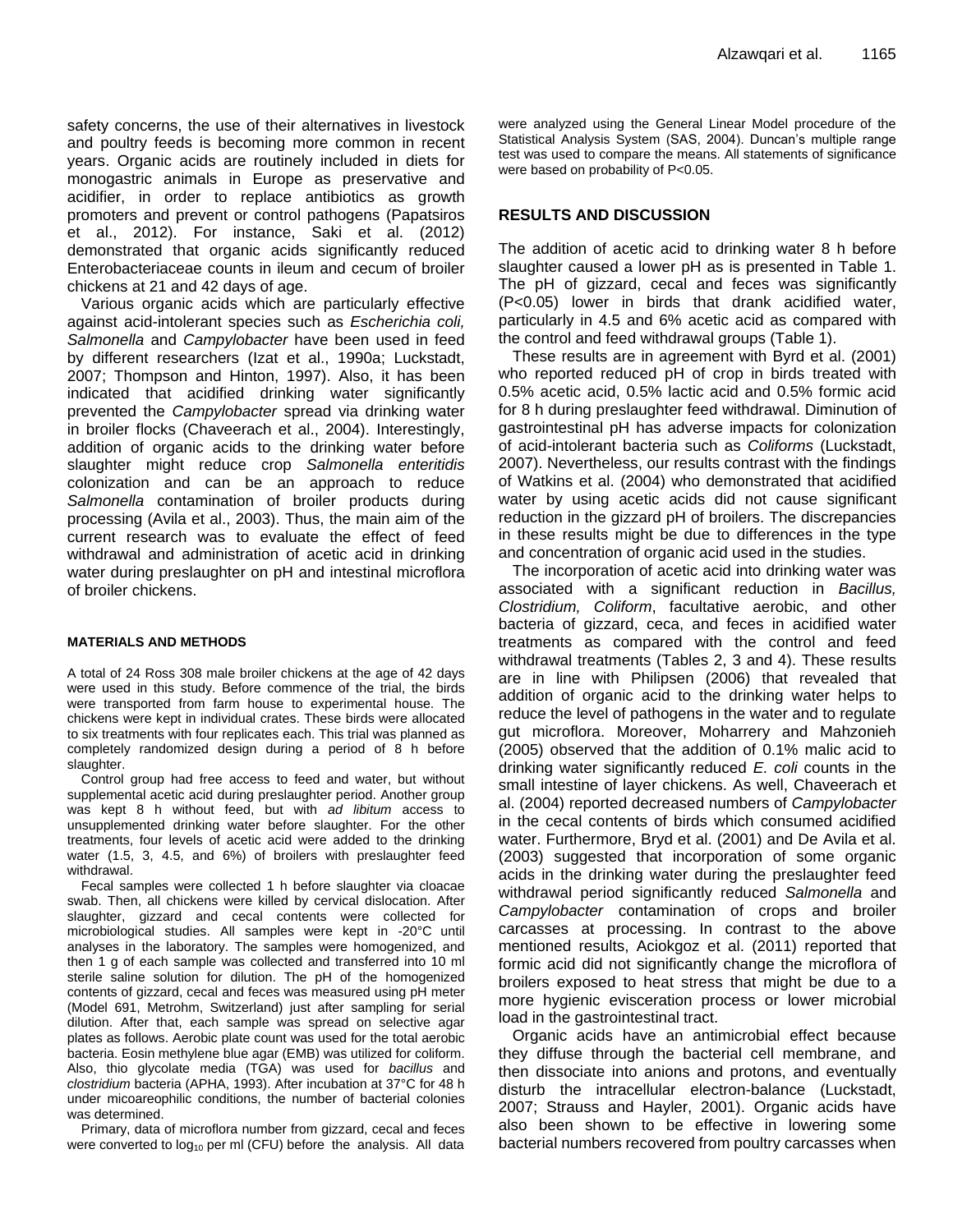safety concerns, the use of their alternatives in livestock and poultry feeds is becoming more common in recent years. Organic acids are routinely included in diets for monogastric animals in Europe as preservative and acidifier, in order to replace antibiotics as growth promoters and prevent or control pathogens (Papatsiros et al., 2012). For instance, Saki et al. (2012) demonstrated that organic acids significantly reduced Enterobacteriaceae counts in ileum and cecum of broiler chickens at 21 and 42 days of age.

Various organic acids which are particularly effective against acid-intolerant species such as *Escherichia coli, Salmonella* and *Campylobacter* have been used in feed by different researchers (Izat et al., 1990a; Luckstadt, 2007; Thompson and Hinton, 1997). Also, it has been indicated that acidified drinking water significantly prevented the *Campylobacter* spread via drinking water in broiler flocks (Chaveerach et al., 2004). Interestingly, addition of organic acids to the drinking water before slaughter might reduce crop *Salmonella enteritidis* colonization and can be an approach to reduce *Salmonella* contamination of broiler products during processing (Avila et al., 2003). Thus, the main aim of the current research was to evaluate the effect of feed withdrawal and administration of acetic acid in drinking water during preslaughter on pH and intestinal microflora of broiler chickens.

## MATERIALS AND METHODS

A total of 24 Ross 308 male broiler chickens at the age of 42 days were used in this study. Before commence of the trial, the birds were transported from farm house to experimental house. The chickens were kept in individual crates. These birds were allocated to six treatments with four replicates each. This trial was planned as completely randomized design during a period of 8 h before slaughter.

Control group had free access to feed and water, but without supplemental acetic acid during preslaughter period. Another group was kept 8 h without feed, but with *ad libitum* access to unsupplemented drinking water before slaughter. For the other treatments, four levels of acetic acid were added to the drinking water (1.5, 3, 4.5, and 6%) of broilers with preslaughter feed withdrawal.

Fecal samples were collected 1 h before slaughter via cloacae swab. Then, all chickens were killed by cervical dislocation. After slaughter, gizzard and cecal contents were collected for microbiological studies. All samples were kept in -20°C until analyses in the laboratory. The samples were homogenized, and then 1 g of each sample was collected and transferred into 10 ml sterile saline solution for dilution. The pH of the homogenized contents of gizzard, cecal and feces was measured using pH meter (Model 691, Metrohm, Switzerland) just after sampling for serial dilution. After that, each sample was spread on selective agar plates as follows. Aerobic plate count was used for the total aerobic bacteria. Eosin methylene blue agar (EMB) was utilized for coliform. Also, thio glycolate media (TGA) was used for *bacillus* and *clostridium* bacteria (APHA, 1993). After incubation at 37°C for 48 h under micoareophilic conditions, the number of bacterial colonies was determined.

Primary, data of microflora number from gizzard, cecal and feces were converted to $\log_{10}$ per ml (CFU) before the analysis. All data were analyzed using the General Linear Model procedure of the Statistical Analysis System (SAS, 2004). Duncan's multiple range test was used to compare the means. All statements of significance were based on probability of P<0.05.

## RESULTS AND DISCUSSION

The addition of acetic acid to drinking water 8 h before slaughter caused a lower pH as is presented in Table 1. The pH of gizzard, cecal and feces was significantly (P<0.05) lower in birds that drank acidified water, particularly in 4.5 and 6% acetic acid as compared with the control and feed withdrawal groups (Table 1).

These results are in agreement with Byrd et al. (2001) who reported reduced pH of crop in birds treated with 0.5% acetic acid, 0.5% lactic acid and 0.5% formic acid for 8 h during preslaughter feed withdrawal. Diminution of gastrointestinal pH has adverse impacts for colonization of acid-intolerant bacteria such as *Coliforms* (Luckstadt, 2007). Nevertheless, our results contrast with the findings of Watkins et al. (2004) who demonstrated that acidified water by using acetic acids did not cause significant reduction in the gizzard pH of broilers. The discrepancies in these results might be due to differences in the type and concentration of organic acid used in the studies.

The incorporation of acetic acid into drinking water was associated with a significant reduction in *Bacillus, Clostridium, Coliform*, facultative aerobic, and other bacteria of gizzard, ceca, and feces in acidified water treatments as compared with the control and feed withdrawal treatments (Tables 2, 3 and 4). These results are in line with Philipsen (2006) that revealed that addition of organic acid to the drinking water helps to reduce the level of pathogens in the water and to regulate gut microflora. Moreover, Moharrery and Mahzonieh (2005) observed that the addition of 0.1% malic acid to drinking water significantly reduced *E. coli* counts in the small intestine of layer chickens. As well, Chaveerach et al. (2004) reported decreased numbers of *Campylobacter* in the cecal contents of birds which consumed acidified water. Furthermore, Bryd et al. (2001) and De Avila et al. (2003) suggested that incorporation of some organic acids in the drinking water during the preslaughter feed withdrawal period significantly reduced *Salmonella* and *Campylobacter* contamination of crops and broiler carcasses at processing. In contrast to the above mentioned results, Aciokgoz et al. (2011) reported that formic acid did not significantly change the microflora of broilers exposed to heat stress that might be due to a more hygienic evisceration process or lower microbial load in the gastrointestinal tract.

Organic acids have an antimicrobial effect because they diffuse through the bacterial cell membrane, and then dissociate into anions and protons, and eventually disturb the intracellular electron-balance (Luckstadt, 2007; Strauss and Hayler, 2001). Organic acids have also been shown to be effective in lowering some bacterial numbers recovered from poultry carcasses when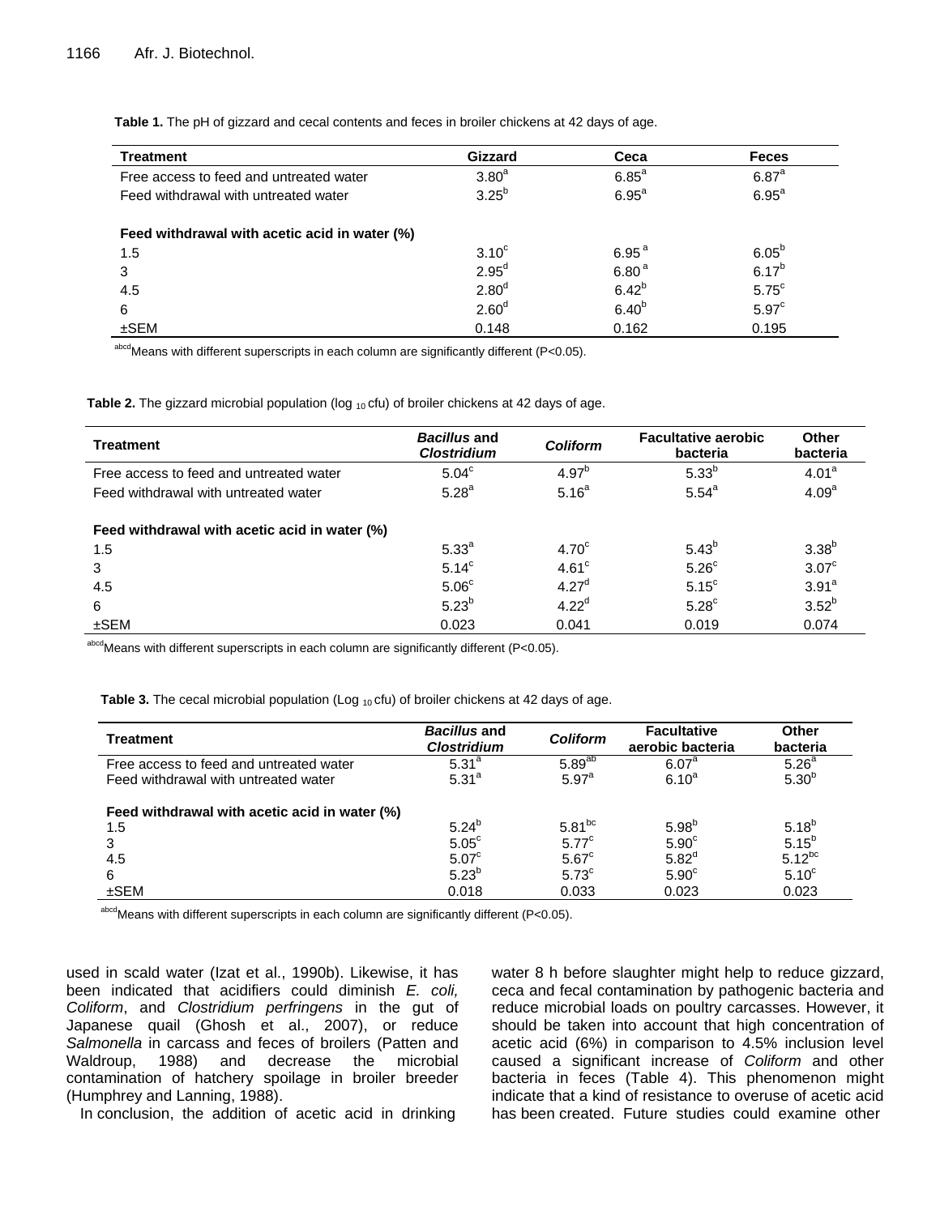**Table 1.** The pH of gizzard and cecal contents and feces in broiler chickens at 42 days of age.

| Treatment | Gizzard | Ceca | Feces |
|---|---|---|---|
| Free access to feed and untreated water | $3.80^{a}$ | $6.85^{a}$ | $6.87^{a}$ |
| Feed withdrawal with untreated water | $3.25^{b}$ | $6.95^{a}$ | $6.95^{a}$ |
| **Feed withdrawal with acetic acid in water (%)** | | | |
| 1.5 | $3.10^{c}$ | $6.95^{a}$ | $6.05^{b}$ |
| 3 | $2.95^{d}$ | $6.80^{a}$ | $6.17^{b}$ |
| 4.5 | $2.80^{d}$ | $6.42^{b}$ | $5.75^{c}$ |
| 6 | $2.60^{d}$ | $6.40^{b}$ | $5.97^{c}$ |
| ±SEM | 0.148 | 0.162 | 0.195 |

abcdMeans with different superscripts in each column are significantly different ($P<0.05$).

**Table 2.** The gizzard microbial population ($\log_{10}$ cfu) of broiler chickens at 42 days of age.

| Treatment | *Bacillus* and *Clostridium* | *Coliform* | Facultative aerobic bacteria | Other bacteria |
|---|---|---|---|---|
| Free access to feed and untreated water | $5.04^{c}$ | $4.97^{b}$ | $5.33^{b}$ | $4.01^{a}$ |
| Feed withdrawal with untreated water | $5.28^{a}$ | $5.16^{a}$ | $5.54^{a}$ | $4.09^{a}$ |
| **Feed withdrawal with acetic acid in water (%)** | | | | |
| 1.5 | $5.33^{a}$ | $4.70^{c}$ | $5.43^{b}$ | $3.38^{b}$ |
| 3 | $5.14^{c}$ | $4.61^{c}$ | $5.26^{c}$ | $3.07^{c}$ |
| 4.5 | $5.06^{c}$ | $4.27^{d}$ | $5.15^{c}$ | $3.91^{a}$ |
| 6 | $5.23^{b}$ | $4.22^{d}$ | $5.28^{c}$ | $3.52^{b}$ |
| ±SEM | 0.023 | 0.041 | 0.019 | 0.074 |

abcdMeans with different superscripts in each column are significantly different ($P<0.05$).

**Table 3.** The cecal microbial population ($\text{Log}_{10}$ cfu) of broiler chickens at 42 days of age.

| Treatment | *Bacillus* and *Clostridium* | *Coliform* | Facultative aerobic bacteria | Other bacteria |
|---|---|---|---|---|
| Free access to feed and untreated water | $5.31^{a}$ | $5.89^{ab}$ | $6.07^{a}$ | $5.26^{a}$ |
| Feed withdrawal with untreated water | $5.31^{a}$ | $5.97^{a}$ | $6.10^{a}$ | $5.30^{b}$ |
| **Feed withdrawal with acetic acid in water (%)** | | | | |
| 1.5 | $5.24^{b}$ | $5.81^{bc}$ | $5.98^{b}$ | $5.18^{b}$ |
| 3 | $5.05^{c}$ | $5.77^{c}$ | $5.90^{c}$ | $5.15^{b}$ |
| 4.5 | $5.07^{c}$ | $5.67^{c}$ | $5.82^{d}$ | $5.12^{bc}$ |
| 6 | $5.23^{b}$ | $5.73^{c}$ | $5.90^{c}$ | $5.10^{c}$ |
| ±SEM | 0.018 | 0.033 | 0.023 | 0.023 |

abcdMeans with different superscripts in each column are significantly different ($P<0.05$).

used in scald water (Izat et al., 1990b). Likewise, it has been indicated that acidifiers could diminish *E. coli, Coliform*, and *Clostridium perfringens* in the gut of Japanese quail (Ghosh et al., 2007), or reduce *Salmonella* in carcass and feces of broilers (Patten and Waldroup, 1988) and decrease the microbial contamination of hatchery spoilage in broiler breeder (Humphrey and Lanning, 1988).

In conclusion, the addition of acetic acid in drinking water 8 h before slaughter might help to reduce gizzard, ceca and fecal contamination by pathogenic bacteria and reduce microbial loads on poultry carcasses. However, it should be taken into account that high concentration of acetic acid (6%) in comparison to 4.5% inclusion level caused a significant increase of *Coliform* and other bacteria in feces (Table 4). This phenomenon might indicate that a kind of resistance to overuse of acetic acid has been created. Future studies could examine other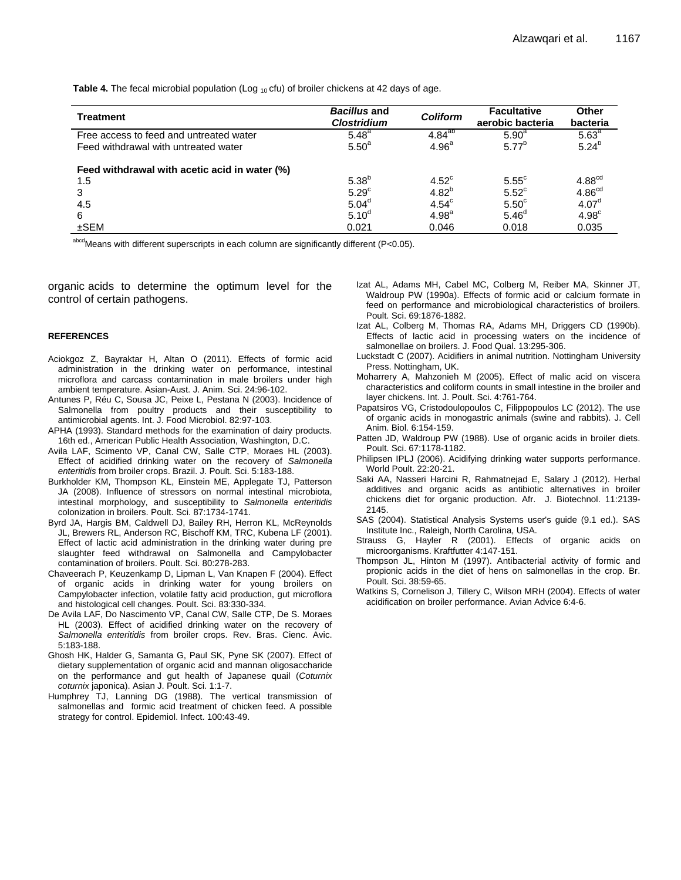**Table 4.** The fecal microbial population (Log $_{10}$ cfu) of broiler chickens at 42 days of age.

| Treatment | *Bacillus* and *Clostridium* | *Coliform* | Facultative aerobic bacteria | Other bacteria |
|---|---|---|---|---|
| Free access to feed and untreated water | $5.48^{a}$ | $4.84^{ab}$ | $5.90^{a}$ | $5.63^{a}$ |
| Feed withdrawal with untreated water | $5.50^{a}$ | $4.96^{a}$ | $5.77^{b}$ | $5.24^{b}$ |
| **Feed withdrawal with acetic acid in water (%)** | | | | |
| 1.5 | $5.38^{b}$ | $4.52^{c}$ | $5.55^{c}$ | $4.88^{cd}$ |
| 3 | $5.29^{c}$ | $4.82^{b}$ | $5.52^{c}$ | $4.86^{cd}$ |
| 4.5 | $5.04^{d}$ | $4.54^{c}$ | $5.50^{c}$ | $4.07^{d}$ |
| 6 | $5.10^{d}$ | $4.98^{a}$ | $5.46^{d}$ | $4.98^{c}$ |
| ±SEM | 0.021 | 0.046 | 0.018 | 0.035 |

[abcd]Means with different superscripts in each column are significantly different (P<0.05).

organic acids to determine the optimum level for the control of certain pathogens.

#### REFERENCES

Aciokgoz Z, Bayraktar H, Altan O (2011). Effects of formic acid administration in the drinking water on performance, intestinal microflora and carcass contamination in male broilers under high ambient temperature. Asian-Aust. J. Anim. Sci. 24:96-102.

Antunes P, Réu C, Sousa JC, Peixe L, Pestana N (2003). Incidence of Salmonella from poultry products and their susceptibility to antimicrobial agents. Int. J. Food Microbiol. 82:97-103.

APHA (1993). Standard methods for the examination of dairy products. 16th ed., American Public Health Association, Washington, D.C.

Avila LAF, Scimento VP, Canal CW, Salle CTP, Moraes HL (2003). Effect of acidified drinking water on the recovery of *Salmonella enteritidis* from broiler crops. Brazil. J. Poult. Sci. 5:183-188.

Burkholder KM, Thompson KL, Einstein ME, Applegate TJ, Patterson JA (2008). Influence of stressors on normal intestinal microbiota, intestinal morphology, and susceptibility to *Salmonella enteritidis* colonization in broilers. Poult. Sci. 87:1734-1741.

Byrd JA, Hargis BM, Caldwell DJ, Bailey RH, Herron KL, McReynolds JL, Brewers RL, Anderson RC, Bischoff KM, TRC, Kubena LF (2001). Effect of lactic acid administration in the drinking water during pre slaughter feed withdrawal on Salmonella and Campylobacter contamination of broilers. Poult. Sci. 80:278-283.

Chaveerach P, Keuzenkamp D, Lipman L, Van Knapen F (2004). Effect of organic acids in drinking water for young broilers on Campylobacter infection, volatile fatty acid production, gut microflora and histological cell changes. Poult. Sci. 83:330-334.

De Avila LAF, Do Nascimento VP, Canal CW, Salle CTP, De S. Moraes HL (2003). Effect of acidified drinking water on the recovery of *Salmonella enteritidis* from broiler crops. Rev. Bras. Cienc. Avic. 5:183-188.

Ghosh HK, Halder G, Samanta G, Paul SK, Pyne SK (2007). Effect of dietary supplementation of organic acid and mannan oligosaccharide on the performance and gut health of Japanese quail (*Coturnix coturnix* japonica). Asian J. Poult. Sci. 1:1-7.

Humphrey TJ, Lanning DG (1988). The vertical transmission of salmonellas and formic acid treatment of chicken feed. A possible strategy for control. Epidemiol. Infect. 100:43-49.

Izat AL, Adams MH, Cabel MC, Colberg M, Reiber MA, Skinner JT, Waldroup PW (1990a). Effects of formic acid or calcium formate in feed on performance and microbiological characteristics of broilers. Poult. Sci. 69:1876-1882.

Izat AL, Colberg M, Thomas RA, Adams MH, Driggers CD (1990b). Effects of lactic acid in processing waters on the incidence of salmonellae on broilers. J. Food Qual. 13:295-306.

Luckstadt C (2007). Acidifiers in animal nutrition. Nottingham University Press. Nottingham, UK.

Moharrery A, Mahzonieh M (2005). Effect of malic acid on viscera characteristics and coliform counts in small intestine in the broiler and layer chickens. Int. J. Poult. Sci. 4:761-764.

Papatsiros VG, Cristodoulopoulos C, Filippopoulos LC (2012). The use of organic acids in monogastric animals (swine and rabbits). J. Cell Anim. Biol. 6:154-159.

Patten JD, Waldroup PW (1988). Use of organic acids in broiler diets. Poult. Sci. 67:1178-1182.

Philipsen IPLJ (2006). Acidifying drinking water supports performance. World Poult. 22:20-21.

Saki AA, Nasseri Harcini R, Rahmatnejad E, Salary J (2012). Herbal additives and organic acids as antibiotic alternatives in broiler chickens diet for organic production. Afr. J. Biotechnol. 11:2139-2145.

SAS (2004). Statistical Analysis Systems user's guide (9.1 ed.). SAS Institute Inc., Raleigh, North Carolina, USA.

Strauss G, Hayler R (2001). Effects of organic acids on microorganisms. Kraftfutter 4:147-151.

Thompson JL, Hinton M (1997). Antibacterial activity of formic and propionic acids in the diet of hens on salmonellas in the crop. Br. Poult. Sci. 38:59-65.

Watkins S, Cornelison J, Tillery C, Wilson MRH (2004). Effects of water acidification on broiler performance. Avian Advice 6:4-6.